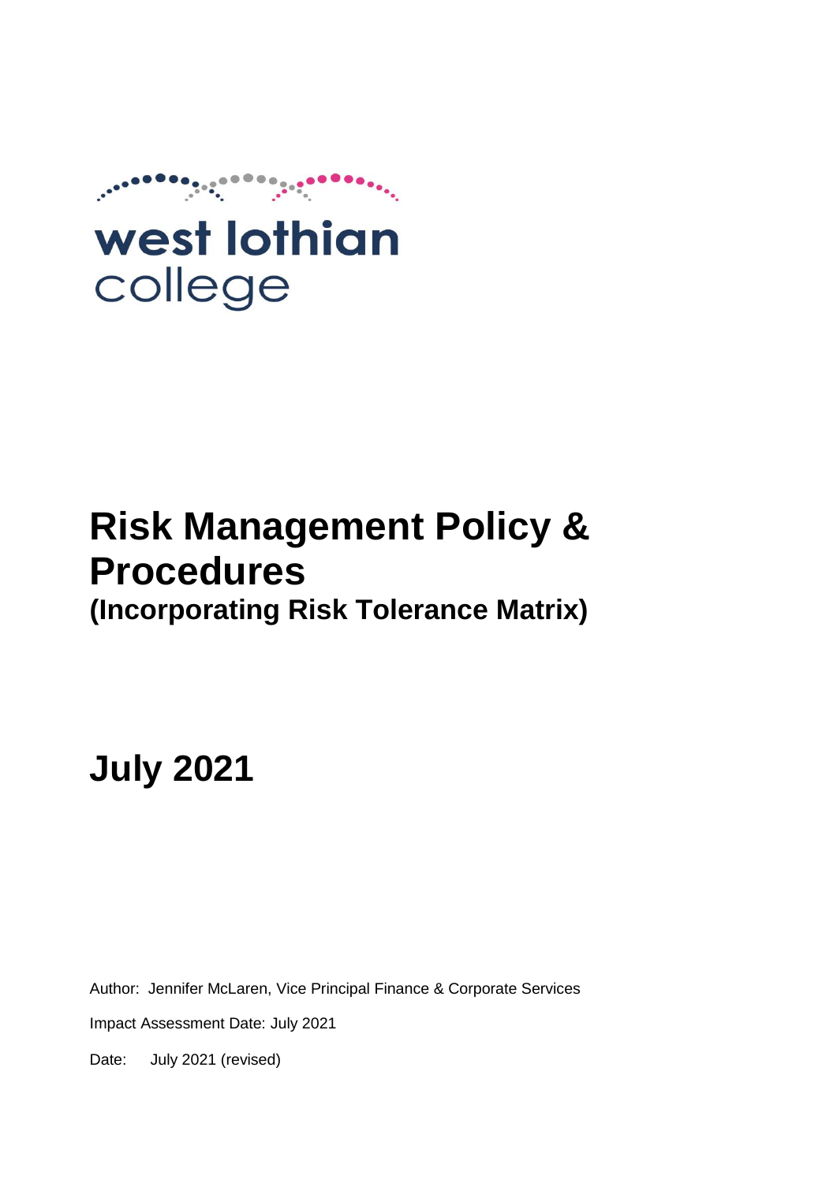west lothian college

# Risk Management Policy & Procedures

## (Incorporating Risk Tolerance Matrix)

# July 2021

Author: Jennifer McLaren, Vice Principal Finance & Corporate Services

Impact Assessment Date: July 2021

Date: July 2021 (revised)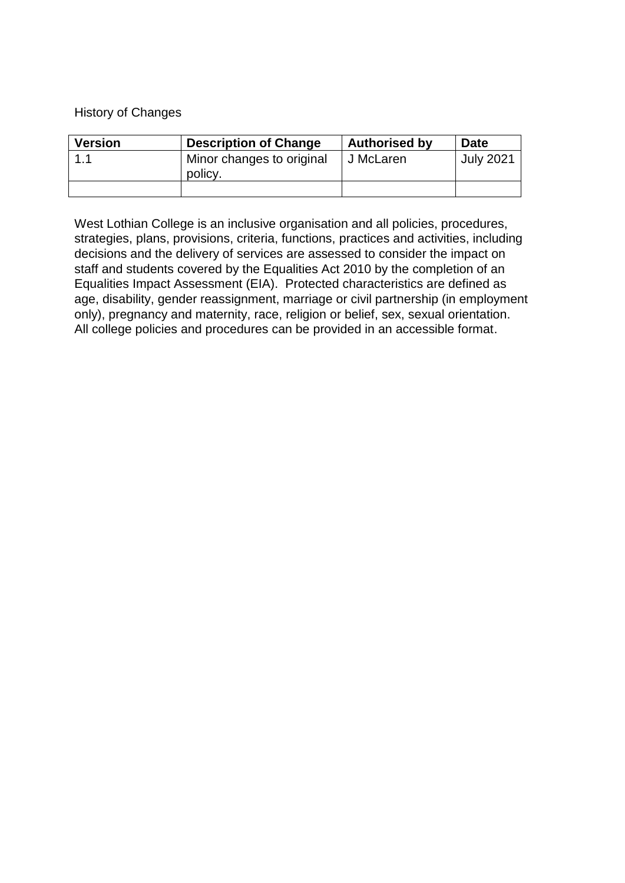History of Changes

| Version | Description of Change | Authorised by | Date |
| --- | --- | --- | --- |
| 1.1 | Minor changes to original policy. | J McLaren | July 2021 |
| | | | |

West Lothian College is an inclusive organisation and all policies, procedures, strategies, plans, provisions, criteria, functions, practices and activities, including decisions and the delivery of services are assessed to consider the impact on staff and students covered by the Equalities Act 2010 by the completion of an Equalities Impact Assessment (EIA). Protected characteristics are defined as age, disability, gender reassignment, marriage or civil partnership (in employment only), pregnancy and maternity, race, religion or belief, sex, sexual orientation. All college policies and procedures can be provided in an accessible format.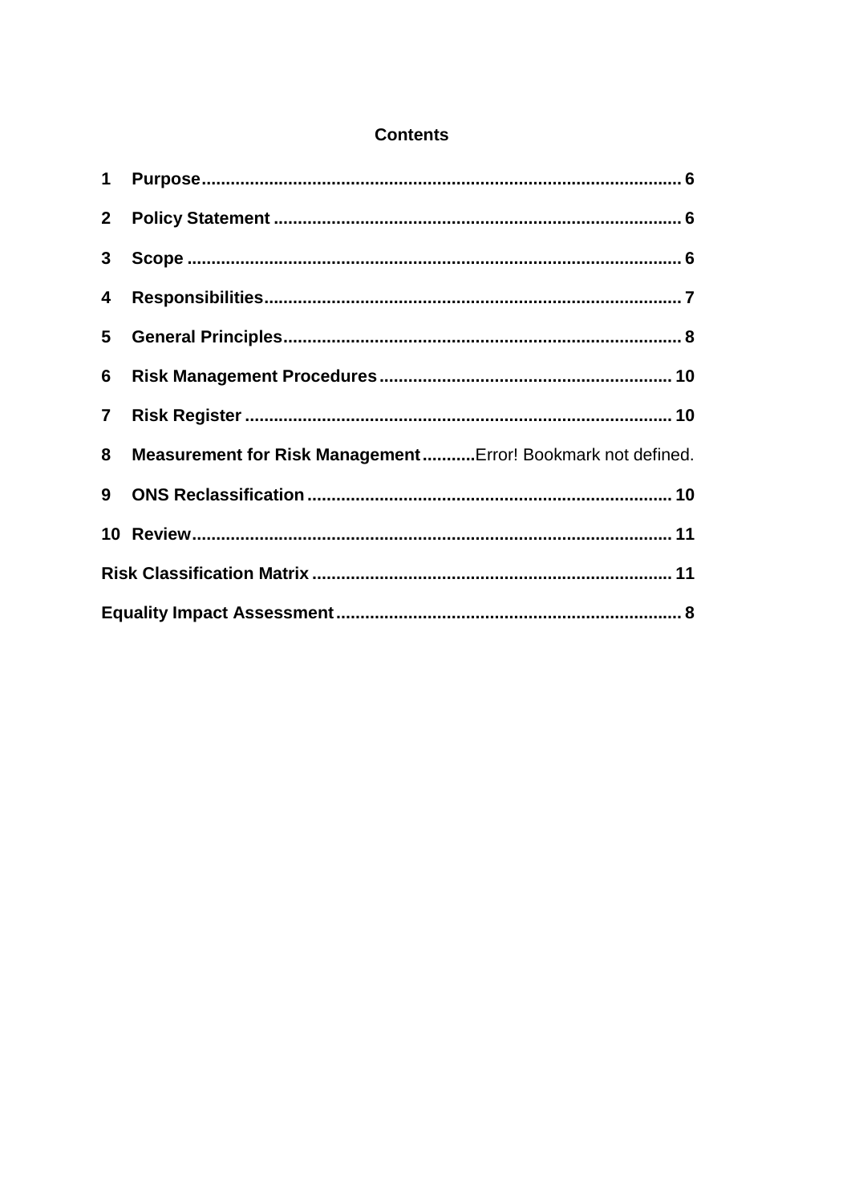**Contents**

1 **Purpose** .................................................................................................. 6

2 **Policy Statement** ................................................................................... 6

3 **Scope** .................................................................................................... 6

4 **Responsibilities** ...................................................................................... 7

5 **General Principles** ................................................................................. 8

6 **Risk Management Procedures** ............................................................ 10

7 **Risk Register** ....................................................................................... 10

8 **Measurement for Risk Management** ...........Error! Bookmark not defined.

9 **ONS Reclassification** .......................................................................... 10

10 **Review** ................................................................................................ 11

**Risk Classification Matrix** .......................................................................... 11

**Equality Impact Assessment** ....................................................................... 8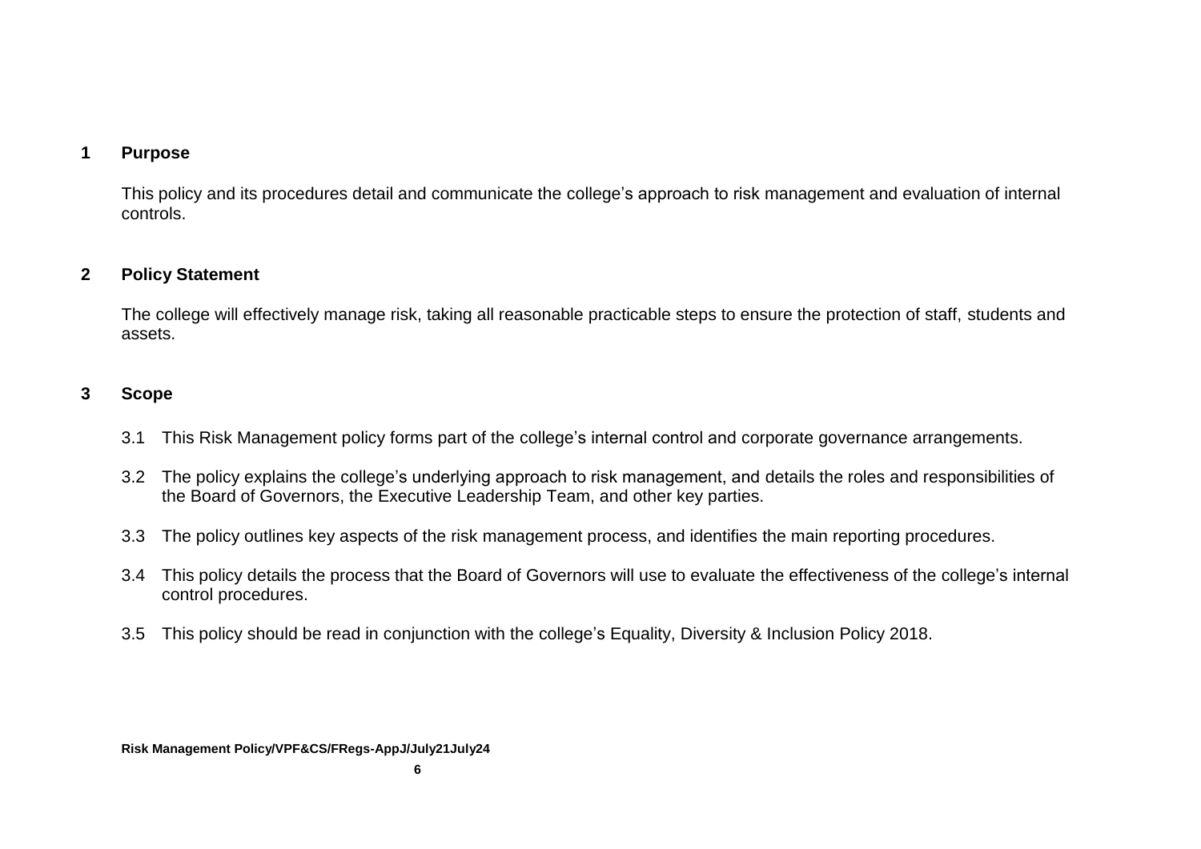## 1 Purpose

This policy and its procedures detail and communicate the college's approach to risk management and evaluation of internal controls.

## 2 Policy Statement

The college will effectively manage risk, taking all reasonable practicable steps to ensure the protection of staff, students and assets.

## 3 Scope

3.1 This Risk Management policy forms part of the college's internal control and corporate governance arrangements.

3.2 The policy explains the college's underlying approach to risk management, and details the roles and responsibilities of the Board of Governors, the Executive Leadership Team, and other key parties.

3.3 The policy outlines key aspects of the risk management process, and identifies the main reporting procedures.

3.4 This policy details the process that the Board of Governors will use to evaluate the effectiveness of the college's internal control procedures.

3.5 This policy should be read in conjunction with the college's Equality, Diversity & Inclusion Policy 2018.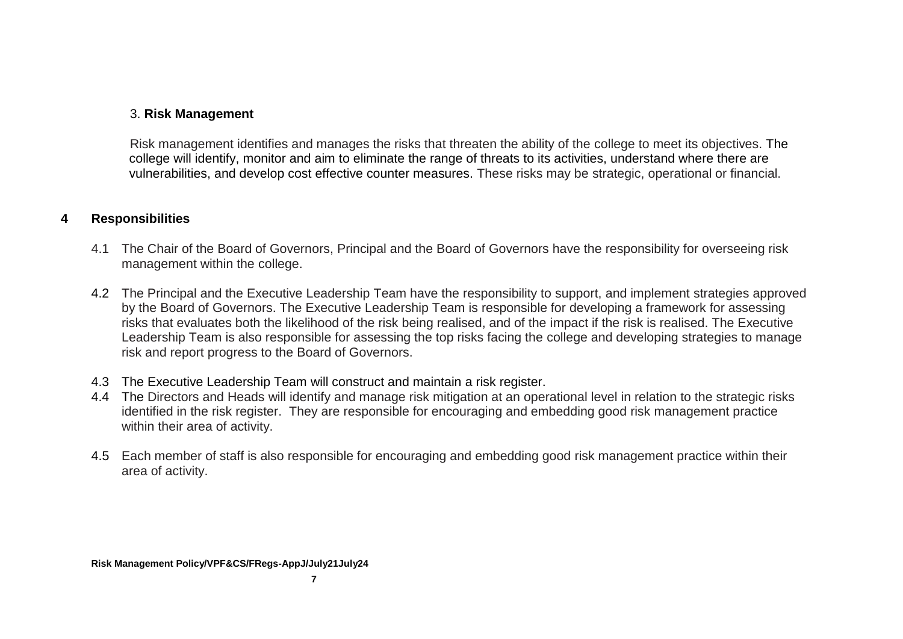## 3. Risk Management

Risk management identifies and manages the risks that threaten the ability of the college to meet its objectives. The college will identify, monitor and aim to eliminate the range of threats to its activities, understand where there are vulnerabilities, and develop cost effective counter measures. These risks may be strategic, operational or financial.

## 4 Responsibilities

4.1 The Chair of the Board of Governors, Principal and the Board of Governors have the responsibility for overseeing risk management within the college.

4.2 The Principal and the Executive Leadership Team have the responsibility to support, and implement strategies approved by the Board of Governors. The Executive Leadership Team is responsible for developing a framework for assessing risks that evaluates both the likelihood of the risk being realised, and of the impact if the risk is realised. The Executive Leadership Team is also responsible for assessing the top risks facing the college and developing strategies to manage risk and report progress to the Board of Governors.

4.3 The Executive Leadership Team will construct and maintain a risk register.

4.4 The Directors and Heads will identify and manage risk mitigation at an operational level in relation to the strategic risks identified in the risk register. They are responsible for encouraging and embedding good risk management practice within their area of activity.

4.5 Each member of staff is also responsible for encouraging and embedding good risk management practice within their area of activity.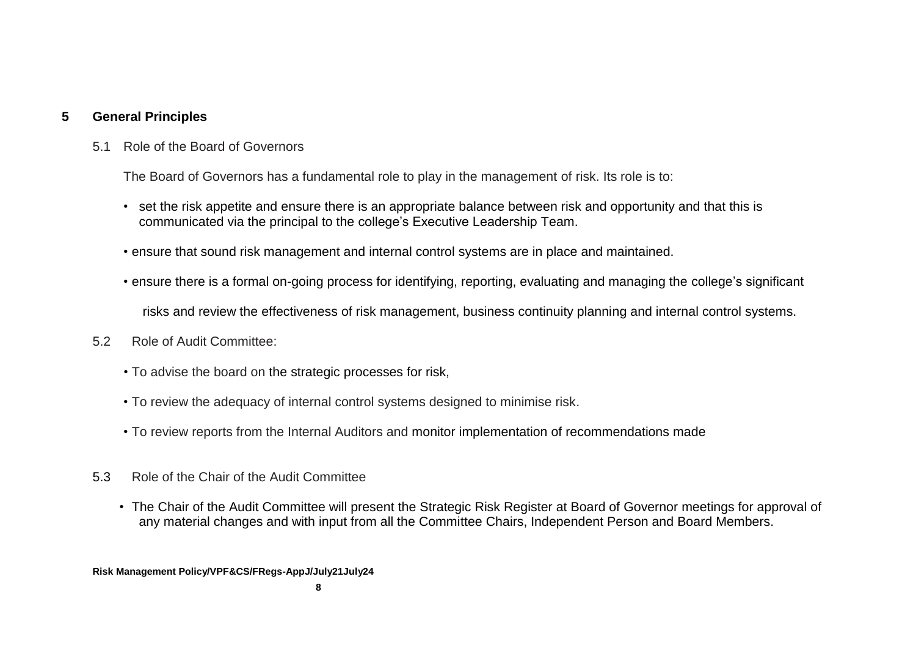## 5 General Principles

### 5.1 Role of the Board of Governors

The Board of Governors has a fundamental role to play in the management of risk. Its role is to:

- set the risk appetite and ensure there is an appropriate balance between risk and opportunity and that this is communicated via the principal to the college's Executive Leadership Team.
- ensure that sound risk management and internal control systems are in place and maintained.
- ensure there is a formal on-going process for identifying, reporting, evaluating and managing the college's significant risks and review the effectiveness of risk management, business continuity planning and internal control systems.

### 5.2 Role of Audit Committee:

- To advise the board on the strategic processes for risk,
- To review the adequacy of internal control systems designed to minimise risk.
- To review reports from the Internal Auditors and monitor implementation of recommendations made

### 5.3 Role of the Chair of the Audit Committee

- The Chair of the Audit Committee will present the Strategic Risk Register at Board of Governor meetings for approval of any material changes and with input from all the Committee Chairs, Independent Person and Board Members.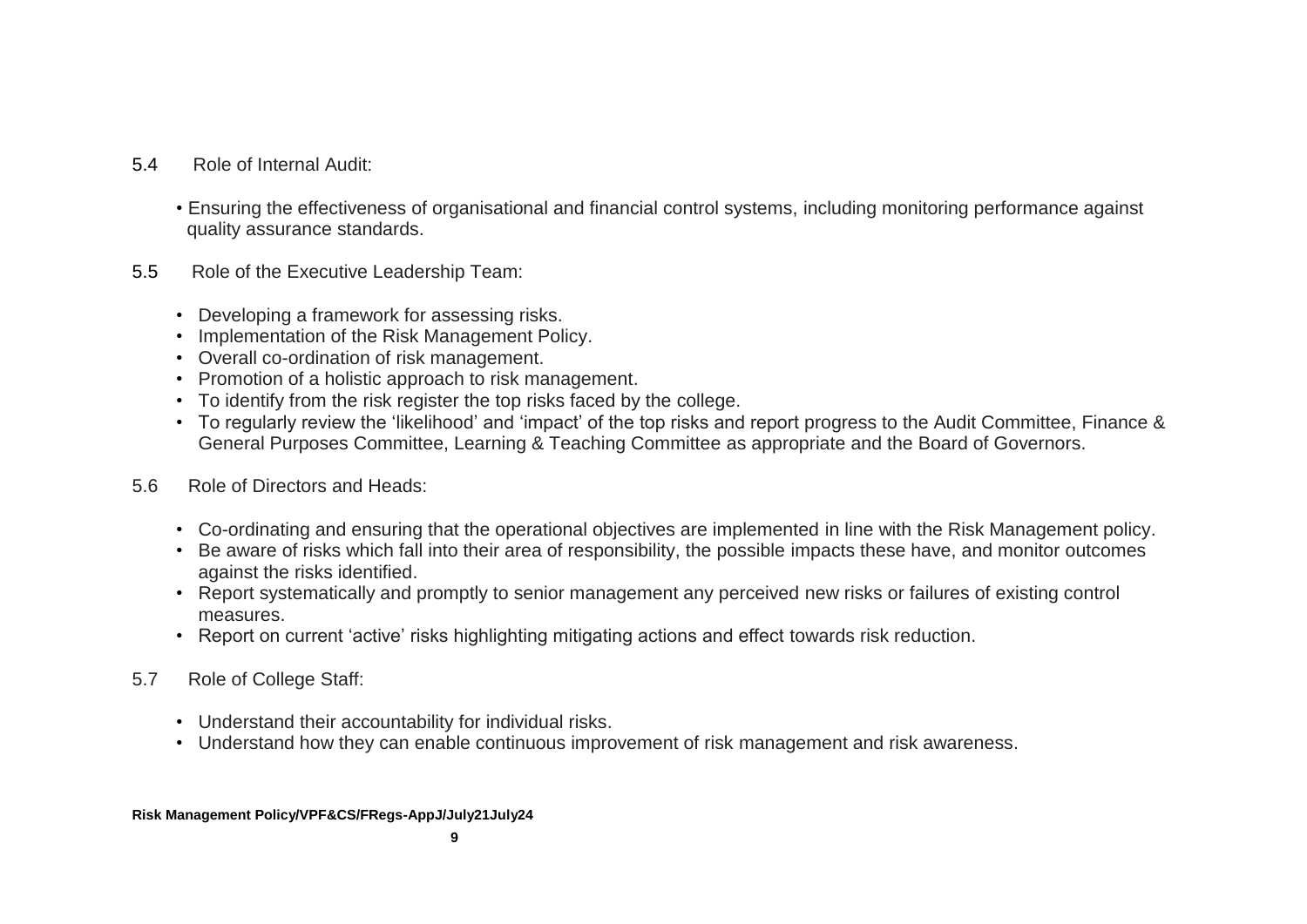5.4 Role of Internal Audit:

- Ensuring the effectiveness of organisational and financial control systems, including monitoring performance against quality assurance standards.

5.5 Role of the Executive Leadership Team:

- Developing a framework for assessing risks.
- Implementation of the Risk Management Policy.
- Overall co-ordination of risk management.
- Promotion of a holistic approach to risk management.
- To identify from the risk register the top risks faced by the college.
- To regularly review the 'likelihood' and 'impact' of the top risks and report progress to the Audit Committee, Finance & General Purposes Committee, Learning & Teaching Committee as appropriate and the Board of Governors.

5.6 Role of Directors and Heads:

- Co-ordinating and ensuring that the operational objectives are implemented in line with the Risk Management policy.
- Be aware of risks which fall into their area of responsibility, the possible impacts these have, and monitor outcomes against the risks identified.
- Report systematically and promptly to senior management any perceived new risks or failures of existing control measures.
- Report on current 'active' risks highlighting mitigating actions and effect towards risk reduction.

5.7 Role of College Staff:

- Understand their accountability for individual risks.
- Understand how they can enable continuous improvement of risk management and risk awareness.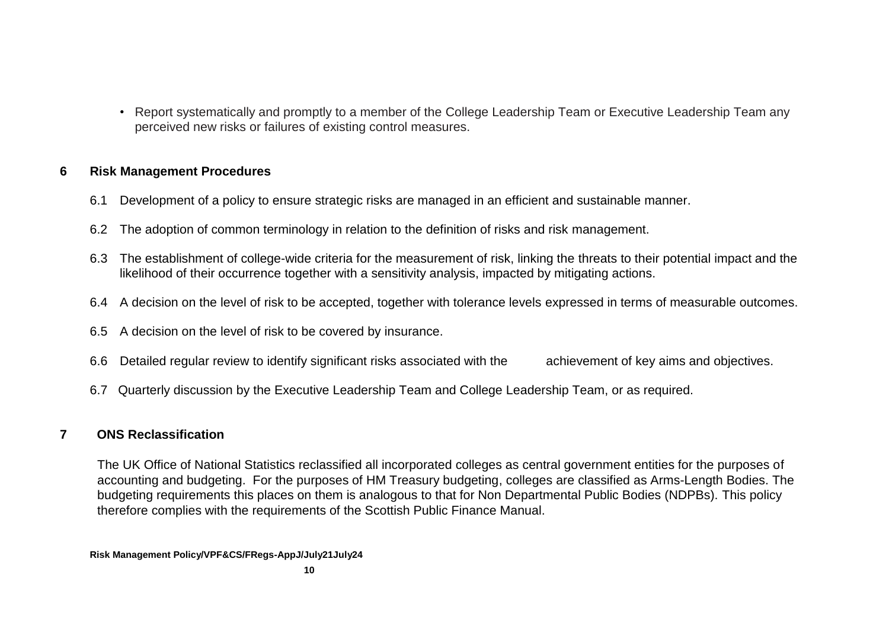- Report systematically and promptly to a member of the College Leadership Team or Executive Leadership Team any perceived new risks or failures of existing control measures.

## 6 Risk Management Procedures

6.1 Development of a policy to ensure strategic risks are managed in an efficient and sustainable manner.

6.2 The adoption of common terminology in relation to the definition of risks and risk management.

6.3 The establishment of college-wide criteria for the measurement of risk, linking the threats to their potential impact and the likelihood of their occurrence together with a sensitivity analysis, impacted by mitigating actions.

6.4 A decision on the level of risk to be accepted, together with tolerance levels expressed in terms of measurable outcomes.

6.5 A decision on the level of risk to be covered by insurance.

6.6 Detailed regular review to identify significant risks associated with the achievement of key aims and objectives.

6.7 Quarterly discussion by the Executive Leadership Team and College Leadership Team, or as required.

## 7 ONS Reclassification

The UK Office of National Statistics reclassified all incorporated colleges as central government entities for the purposes of accounting and budgeting. For the purposes of HM Treasury budgeting, colleges are classified as Arms-Length Bodies. The budgeting requirements this places on them is analogous to that for Non Departmental Public Bodies (NDPBs). This policy therefore complies with the requirements of the Scottish Public Finance Manual.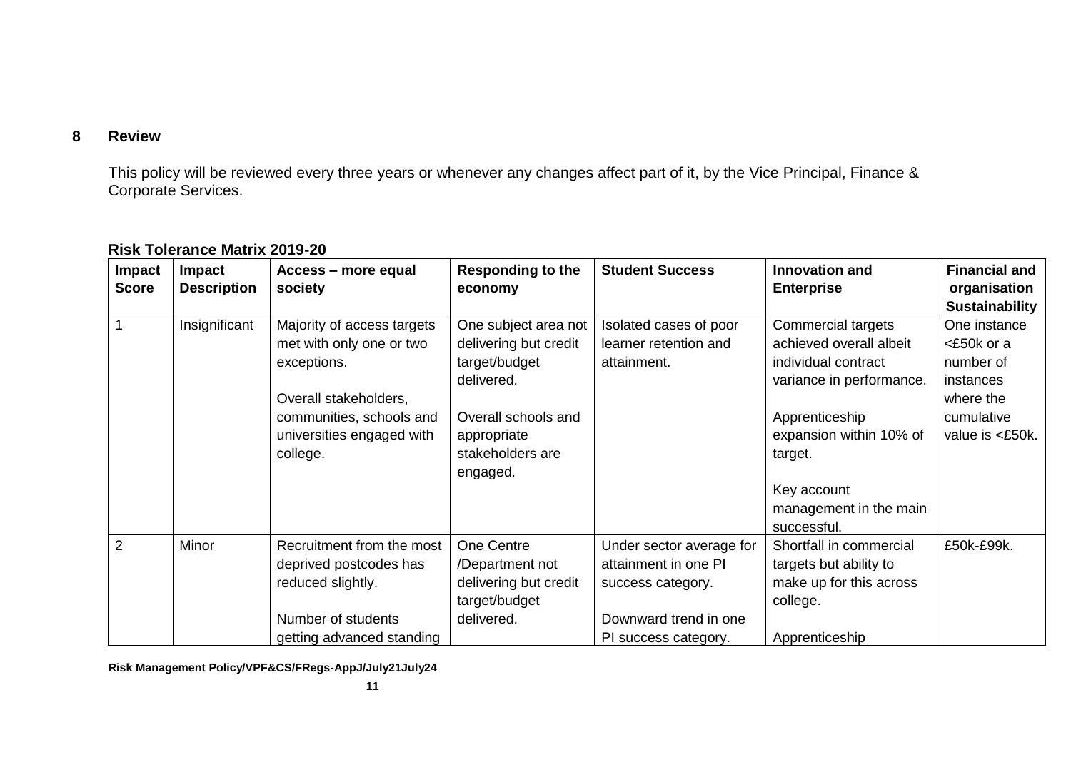## 8 Review

This policy will be reviewed every three years or whenever any changes affect part of it, by the Vice Principal, Finance & Corporate Services.

**Risk Tolerance Matrix 2019-20**

| Impact Score | Impact Description | Access – more equal society | Responding to the economy | Student Success | Innovation and Enterprise | Financial and organisation Sustainability |
|---|---|---|---|---|---|---|
| 1 | Insignificant | Majority of access targets met with only one or two exceptions.<br><br>Overall stakeholders, communities, schools and universities engaged with college. | One subject area not delivering but credit target/budget delivered.<br><br>Overall schools and appropriate stakeholders are engaged. | Isolated cases of poor learner retention and attainment. | Commercial targets achieved overall albeit individual contract variance in performance.<br><br>Apprenticeship expansion within 10% of target.<br><br>Key account management in the main successful. | One instance <£50k or a number of instances where the cumulative value is <£50k. |
| 2 | Minor | Recruitment from the most deprived postcodes has reduced slightly.<br><br>Number of students getting advanced standing | One Centre /Department not delivering but credit target/budget delivered. | Under sector average for attainment in one PI success category.<br><br>Downward trend in one PI success category. | Shortfall in commercial targets but ability to make up for this across college.<br><br>Apprenticeship | £50k-£99k. |

Risk Management Policy/VPF&CS/FRegs-AppJ/July21July24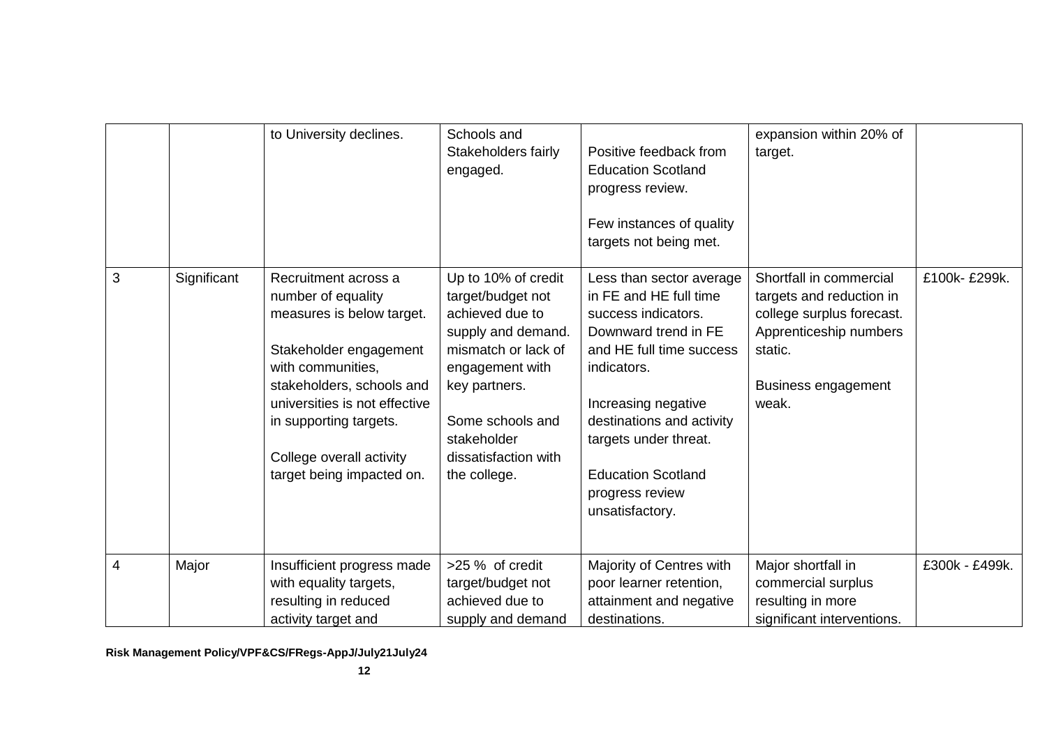| | | | | | | |
|---|---|---|---|---|---|---|
| | | to University declines. | Schools and Stakeholders fairly engaged. | Positive feedback from Education Scotland progress review.<br><br>Few instances of quality targets not being met. | expansion within 20% of target. | |
| 3 | Significant | Recruitment across a number of equality measures is below target.<br><br>Stakeholder engagement with communities, stakeholders, schools and universities is not effective in supporting targets.<br><br>College overall activity target being impacted on. | Up to 10% of credit target/budget not achieved due to supply and demand. mismatch or lack of engagement with key partners.<br><br>Some schools and stakeholder dissatisfaction with the college. | Less than sector average in FE and HE full time success indicators. Downward trend in FE and HE full time success indicators.<br><br>Increasing negative destinations and activity targets under threat.<br><br>Education Scotland progress review unsatisfactory. | Shortfall in commercial targets and reduction in college surplus forecast. Apprenticeship numbers static.<br><br>Business engagement weak. | £100k- £299k. |
| 4 | Major | Insufficient progress made with equality targets, resulting in reduced activity target and | >25 % of credit target/budget not achieved due to supply and demand | Majority of Centres with poor learner retention, attainment and negative destinations. | Major shortfall in commercial surplus resulting in more significant interventions. | £300k - £499k. |

**Risk Management Policy/VPF&CS/FRegs-AppJ/July21July24**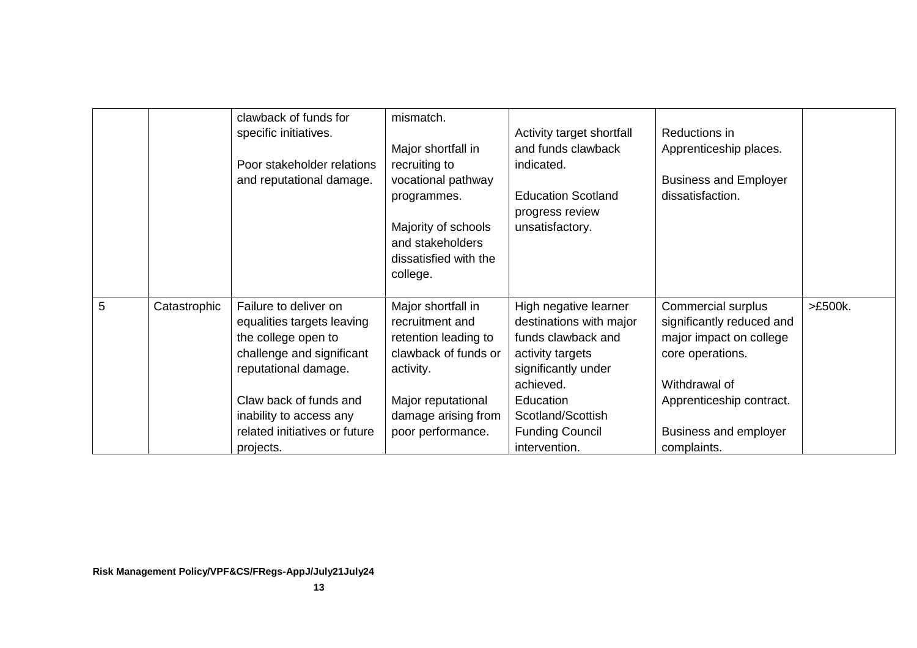|  |  | clawback of funds for specific initiatives.<br><br>Poor stakeholder relations and reputational damage. | mismatch.<br><br>Major shortfall in recruiting to vocational pathway programmes.<br><br>Majority of schools and stakeholders dissatisfied with the college. | Activity target shortfall and funds clawback indicated.<br><br>Education Scotland progress review unsatisfactory. | Reductions in Apprenticeship places.<br><br>Business and Employer dissatisfaction. |  |
|---|---|---|---|---|---|---|
| 5 | Catastrophic | Failure to deliver on equalities targets leaving the college open to challenge and significant reputational damage.<br><br>Claw back of funds and inability to access any related initiatives or future projects. | Major shortfall in recruitment and retention leading to clawback of funds or activity.<br><br>Major reputational damage arising from poor performance. | High negative learner destinations with major funds clawback and activity targets significantly under achieved.<br>Education Scotland/Scottish Funding Council intervention. | Commercial surplus significantly reduced and major impact on college core operations.<br><br>Withdrawal of Apprenticeship contract.<br><br>Business and employer complaints. | >£500k. |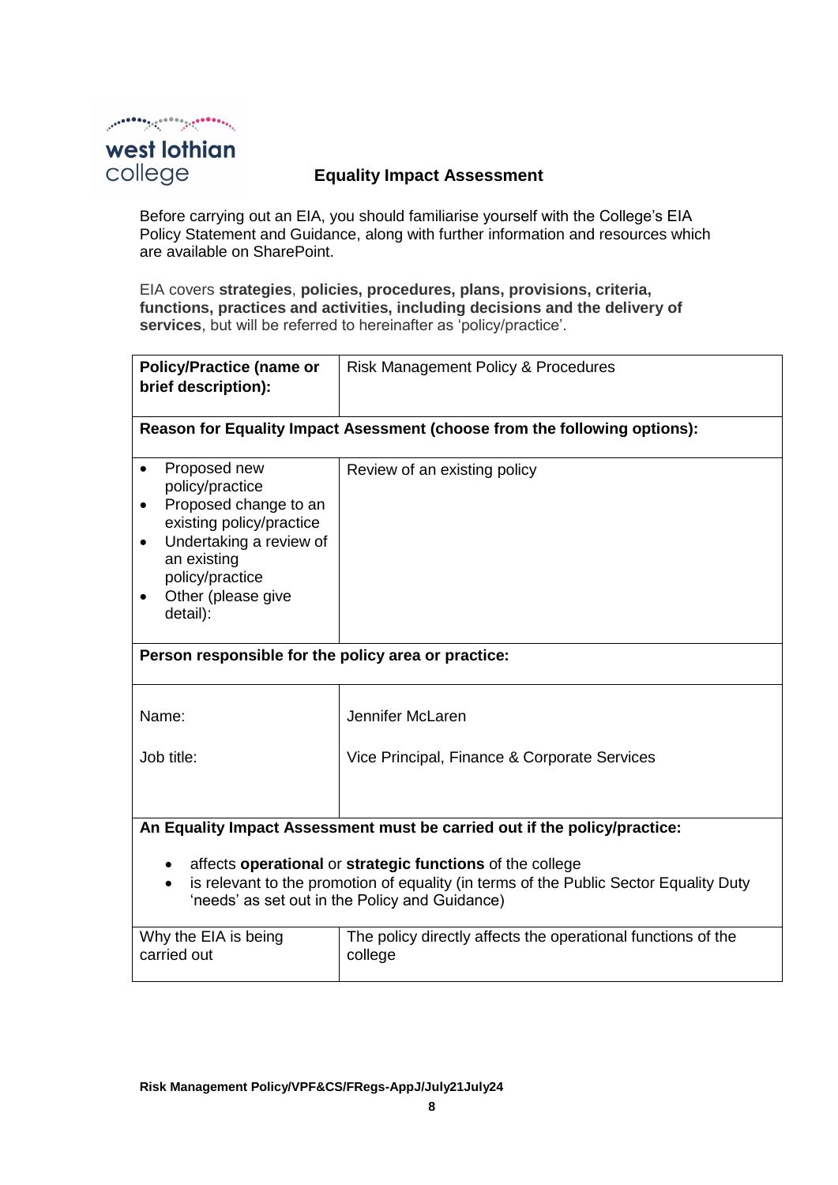west lothian college

# Equality Impact Assessment

Before carrying out an EIA, you should familiarise yourself with the College's EIA Policy Statement and Guidance, along with further information and resources which are available on SharePoint.

EIA covers **strategies**, **policies, procedures, plans, provisions, criteria, functions, practices and activities, including decisions and the delivery of services**, but will be referred to hereinafter as 'policy/practice'.

| **Policy/Practice (name or brief description):** | Risk Management Policy & Procedures |
|---|---|
| **Reason for Equality Impact Asessment (choose from the following options):** | |
| • Proposed new policy/practice<br>• Proposed change to an existing policy/practice<br>• Undertaking a review of an existing policy/practice<br>• Other (please give detail): | Review of an existing policy |
| **Person responsible for the policy area or practice:** | |
| Name: | Jennifer McLaren |
| Job title: | Vice Principal, Finance & Corporate Services |
| **An Equality Impact Assessment must be carried out if the policy/practice:**<br>• affects **operational** or **strategic functions** of the college<br>• is relevant to the promotion of equality (in terms of the Public Sector Equality Duty 'needs' as set out in the Policy and Guidance) | |
| Why the EIA is being carried out | The policy directly affects the operational functions of the college |

Risk Management Policy/VPF&CS/FRegs-AppJ/July21July24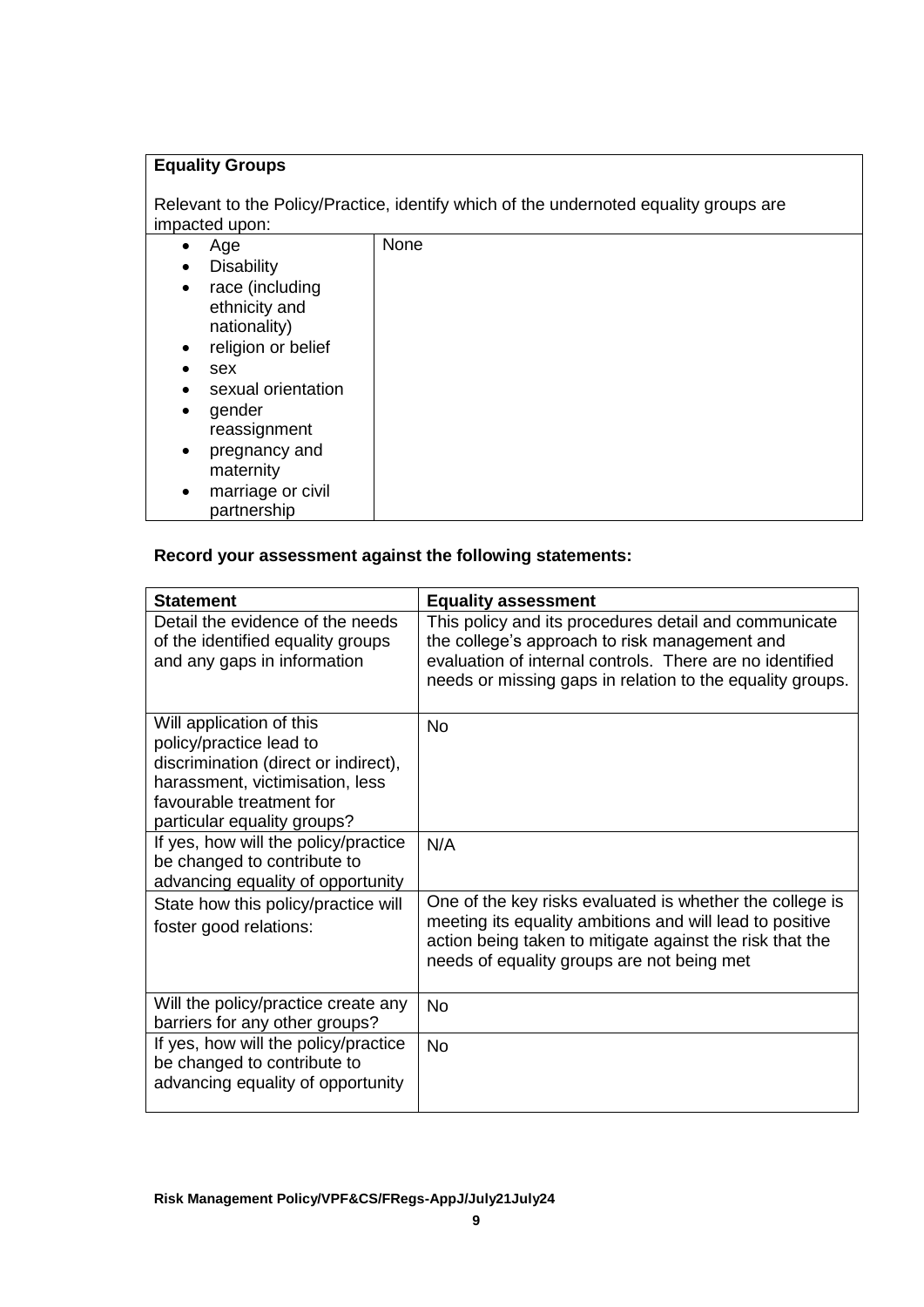| **Equality Groups**<br><br>Relevant to the Policy/Practice, identify which of the undernoted equality groups are impacted upon: | |
|---|---|
| • Age<br>• Disability<br>• race (including ethnicity and nationality)<br>• religion or belief<br>• sex<br>• sexual orientation<br>• gender reassignment<br>• pregnancy and maternity<br>• marriage or civil partnership | None |

**Record your assessment against the following statements:**

| **Statement** | **Equality assessment** |
|---|---|
| Detail the evidence of the needs of the identified equality groups and any gaps in information | This policy and its procedures detail and communicate the college's approach to risk management and evaluation of internal controls. There are no identified needs or missing gaps in relation to the equality groups. |
| Will application of this policy/practice lead to discrimination (direct or indirect), harassment, victimisation, less favourable treatment for particular equality groups? | No |
| If yes, how will the policy/practice be changed to contribute to advancing equality of opportunity | N/A |
| State how this policy/practice will foster good relations: | One of the key risks evaluated is whether the college is meeting its equality ambitions and will lead to positive action being taken to mitigate against the risk that the needs of equality groups are not being met |
| Will the policy/practice create any barriers for any other groups? | No |
| If yes, how will the policy/practice be changed to contribute to advancing equality of opportunity | No |

**Risk Management Policy/VPF&CS/FRegs-AppJ/July21July24**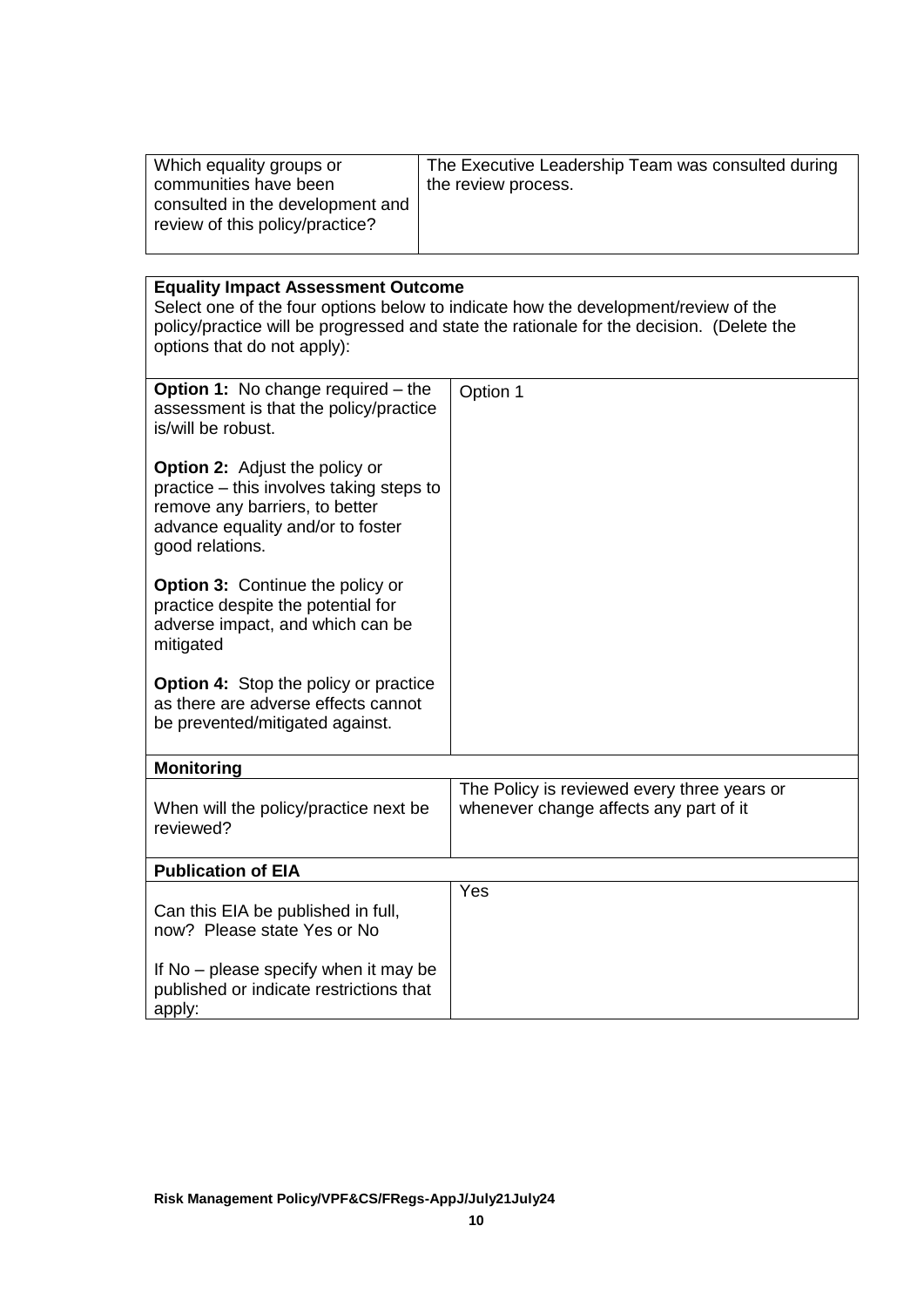| Which equality groups or communities have been consulted in the development and review of this policy/practice? | The Executive Leadership Team was consulted during the review process. |
|---|---|

| **Equality Impact Assessment Outcome**<br>Select one of the four options below to indicate how the development/review of the policy/practice will be progressed and state the rationale for the decision. (Delete the options that do not apply): | |
|---|---|
| **Option 1:** No change required – the assessment is that the policy/practice is/will be robust.<br><br>**Option 2:** Adjust the policy or practice – this involves taking steps to remove any barriers, to better advance equality and/or to foster good relations.<br><br>**Option 3:** Continue the policy or practice despite the potential for adverse impact, and which can be mitigated<br><br>**Option 4:** Stop the policy or practice as there are adverse effects cannot be prevented/mitigated against. | Option 1 |
| **Monitoring** | |
| When will the policy/practice next be reviewed? | The Policy is reviewed every three years or whenever change affects any part of it |
| **Publication of EIA** | |
| Can this EIA be published in full, now? Please state Yes or No<br><br>If No – please specify when it may be published or indicate restrictions that apply: | Yes |

**Risk Management Policy/VPF&CS/FRegs-AppJ/July21July24**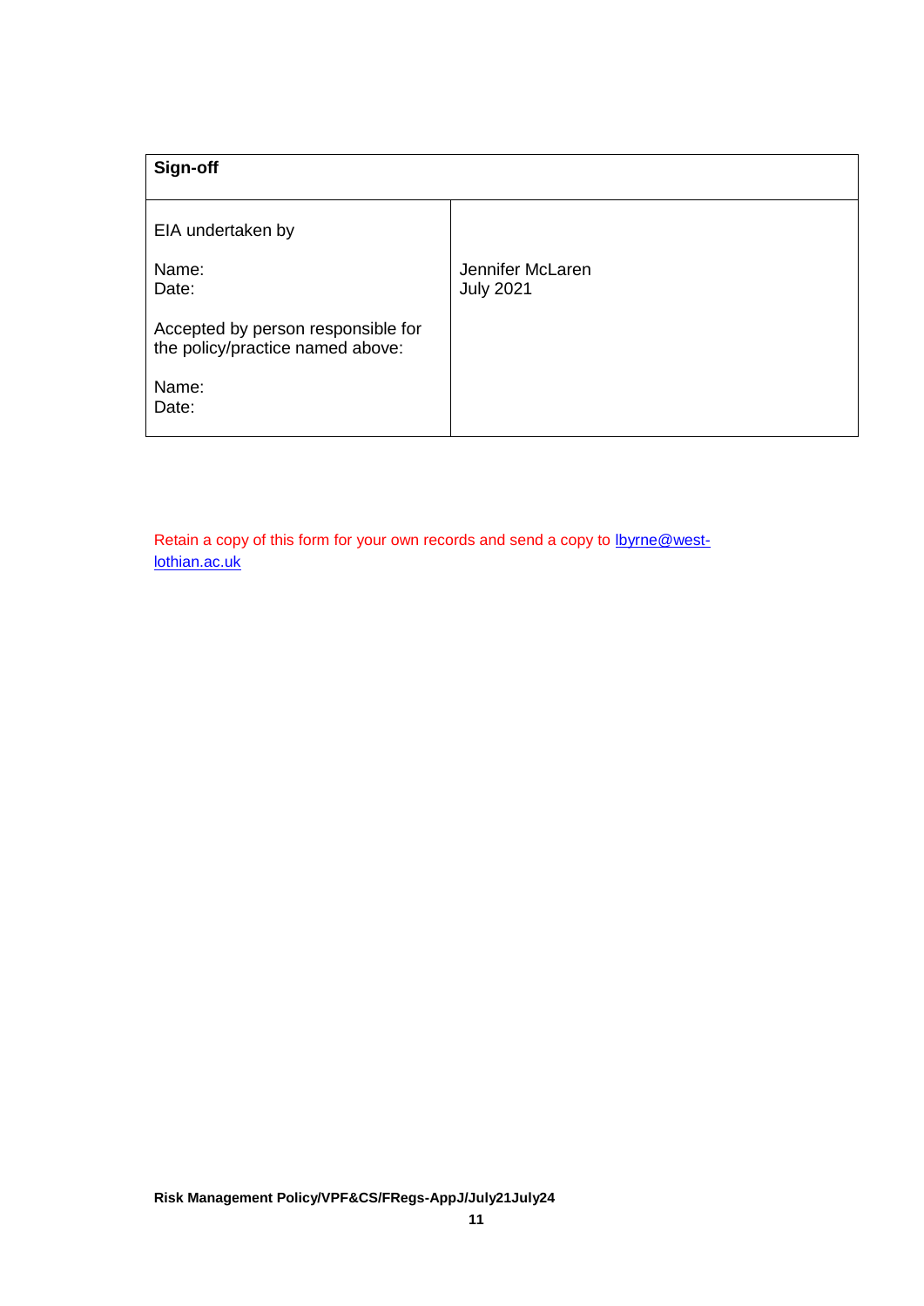| Sign-off | |
|---|---|
| EIA undertaken by<br><br>Name:<br>Date:<br><br>Accepted by person responsible for the policy/practice named above:<br><br>Name:<br>Date: | <br><br>Jennifer McLaren<br>July 2021 |

Retain a copy of this form for your own records and send a copy to lbyrne@west-lothian.ac.uk